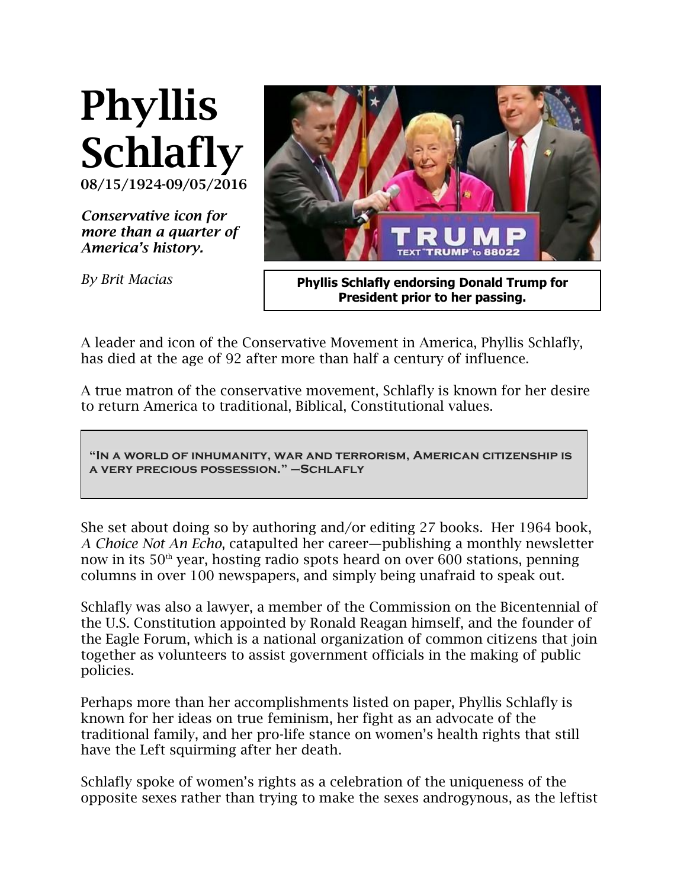# Phyllis Schlafly

**08/15/1924-09/05/2016**

***Conservative icon for more than a quarter of America's history.***

*By Brit Macias*

**Phyllis Schlafly endorsing Donald Trump for President prior to her passing.**

A leader and icon of the Conservative Movement in America, Phyllis Schlafly, has died at the age of 92 after more than half a century of influence.

A true matron of the conservative movement, Schlafly is known for her desire to return America to traditional, Biblical, Constitutional values.

> "In a world of inhumanity, war and terrorism, American citizenship is a very precious possession." —Schlafly

She set about doing so by authoring and/or editing 27 books. Her 1964 book, *A Choice Not An Echo*, catapulted her career—publishing a monthly newsletter now in its 50th year, hosting radio spots heard on over 600 stations, penning columns in over 100 newspapers, and simply being unafraid to speak out.

Schlafly was also a lawyer, a member of the Commission on the Bicentennial of the U.S. Constitution appointed by Ronald Reagan himself, and the founder of the Eagle Forum, which is a national organization of common citizens that join together as volunteers to assist government officials in the making of public policies.

Perhaps more than her accomplishments listed on paper, Phyllis Schlafly is known for her ideas on true feminism, her fight as an advocate of the traditional family, and her pro-life stance on women's health rights that still have the Left squirming after her death.

Schlafly spoke of women's rights as a celebration of the uniqueness of the opposite sexes rather than trying to make the sexes androgynous, as the leftist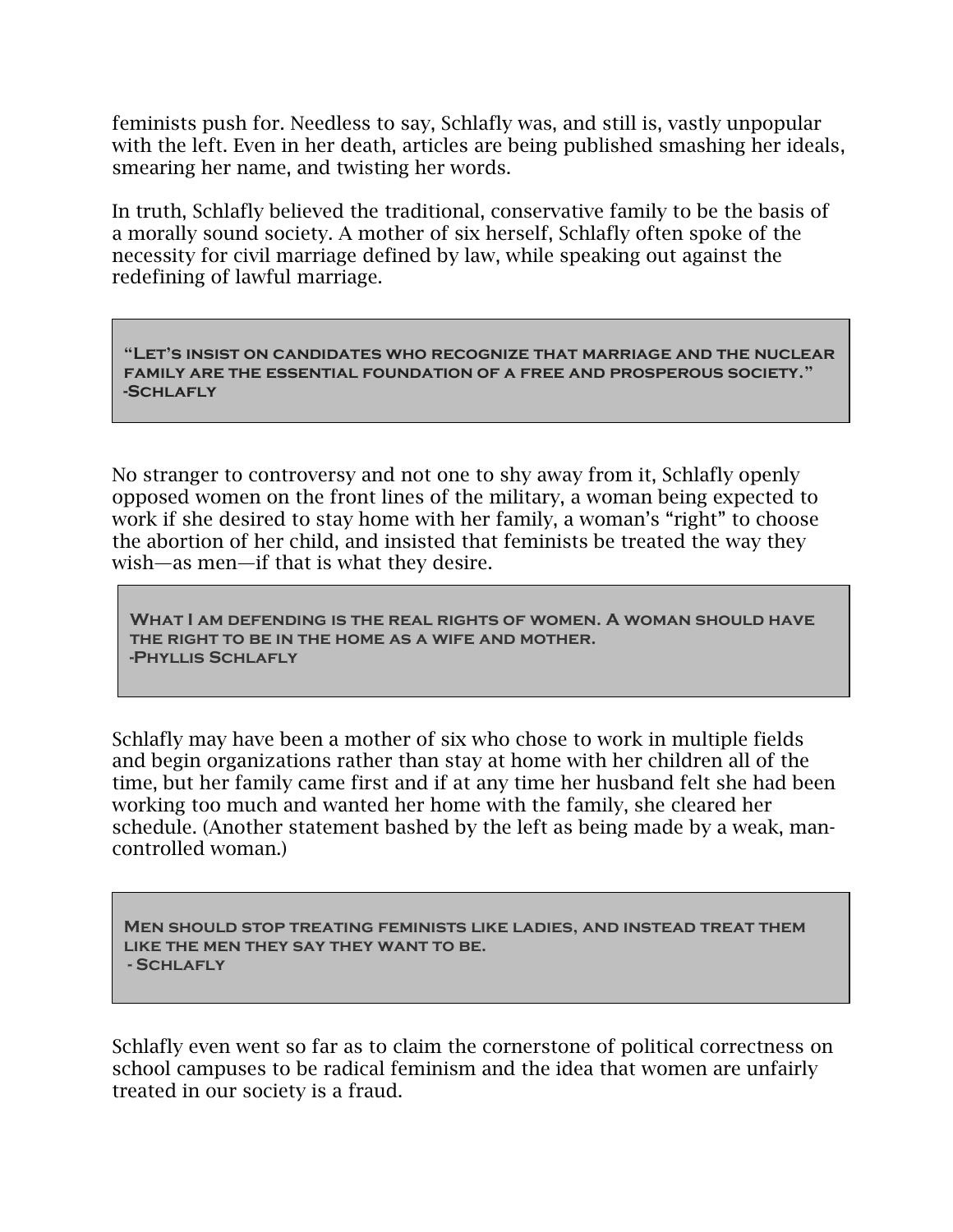feminists push for. Needless to say, Schlafly was, and still is, vastly unpopular with the left. Even in her death, articles are being published smashing her ideals, smearing her name, and twisting her words.

In truth, Schlafly believed the traditional, conservative family to be the basis of a morally sound society. A mother of six herself, Schlafly often spoke of the necessity for civil marriage defined by law, while speaking out against the redefining of lawful marriage.

> **"Let's insist on candidates who recognize that marriage and the nuclear family are the essential foundation of a free and prosperous society."**
> **-Schlafly**

No stranger to controversy and not one to shy away from it, Schlafly openly opposed women on the front lines of the military, a woman being expected to work if she desired to stay home with her family, a woman's "right" to choose the abortion of her child, and insisted that feminists be treated the way they wish—as men—if that is what they desire.

> **What I am defending is the real rights of women. A woman should have the right to be in the home as a wife and mother.**
> **-Phyllis Schlafly**

Schlafly may have been a mother of six who chose to work in multiple fields and begin organizations rather than stay at home with her children all of the time, but her family came first and if at any time her husband felt she had been working too much and wanted her home with the family, she cleared her schedule. (Another statement bashed by the left as being made by a weak, man-controlled woman.)

> **Men should stop treating feminists like ladies, and instead treat them like the men they say they want to be.**
> **- Schlafly**

Schlafly even went so far as to claim the cornerstone of political correctness on school campuses to be radical feminism and the idea that women are unfairly treated in our society is a fraud.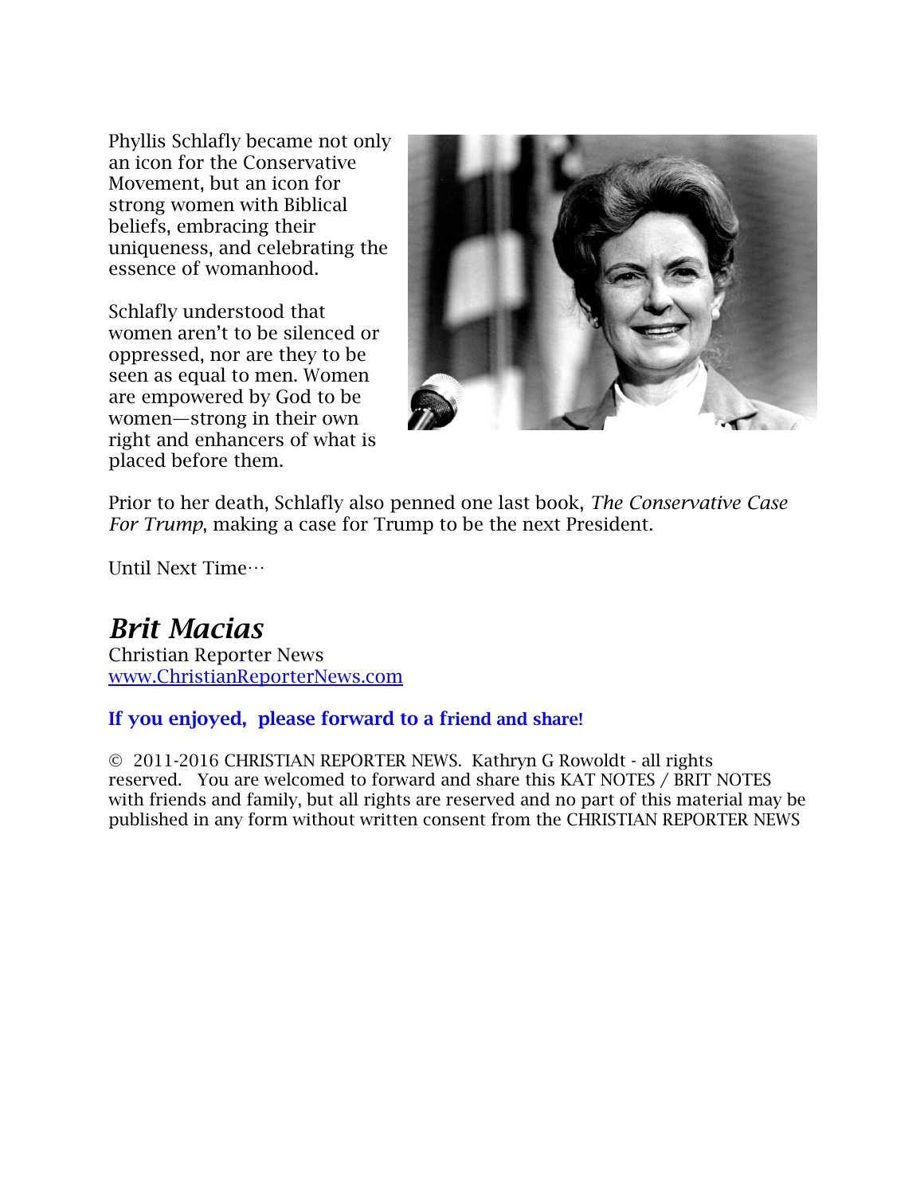Phyllis Schlafly became not only an icon for the Conservative Movement, but an icon for strong women with Biblical beliefs, embracing their uniqueness, and celebrating the essence of womanhood.

Schlafly understood that women aren't to be silenced or oppressed, nor are they to be seen as equal to men. Women are empowered by God to be women—strong in their own right and enhancers of what is placed before them.

Prior to her death, Schlafly also penned one last book, *The Conservative Case For Trump*, making a case for Trump to be the next President.

Until Next Time…

## *Brit Macias*

Christian Reporter News
www.ChristianReporterNews.com

**If you enjoyed, please forward to a friend and share!**

© 2011-2016 CHRISTIAN REPORTER NEWS. Kathryn G Rowoldt - all rights reserved. You are welcomed to forward and share this KAT NOTES / BRIT NOTES with friends and family, but all rights are reserved and no part of this material may be published in any form without written consent from the CHRISTIAN REPORTER NEWS